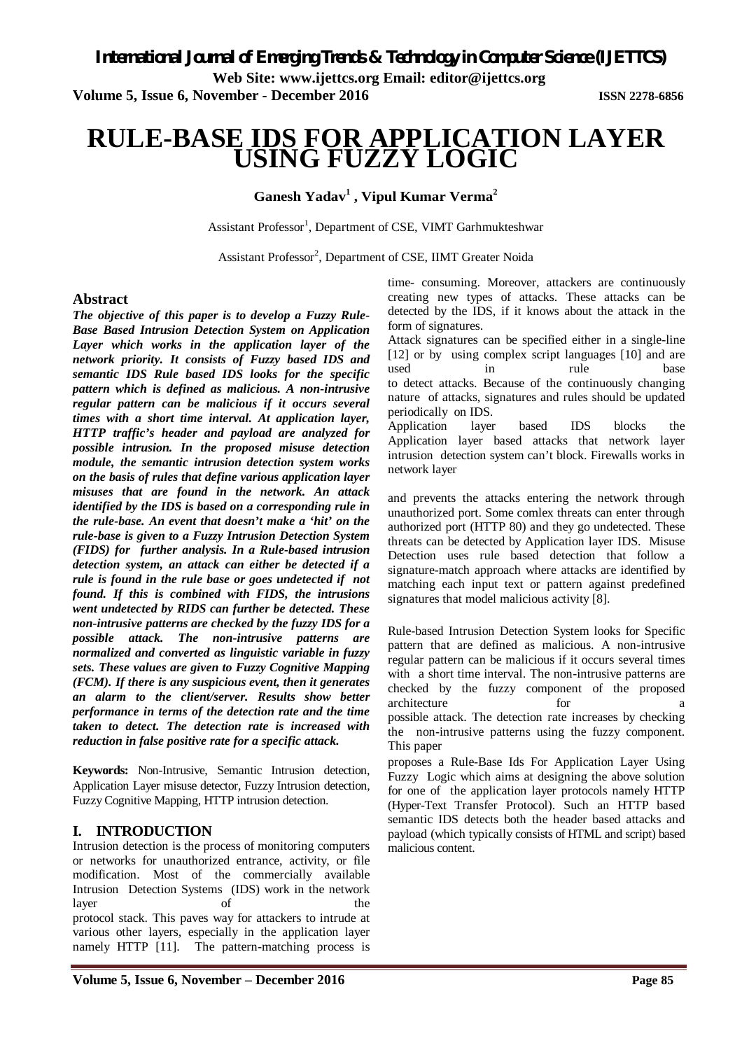// RULE-BASE IDS FOR APPLICATION LAYER USING FUZZY LOGIC

# RULE-BASE IDS FOR APPLICATION LAYER USING FUZZY LOGIC

**Ganesh Yadav[1] , Vipul Kumar Verma[2]**

Assistant Professor[1], Department of CSE, VIMT Garhmukteshwar

Assistant Professor[2], Department of CSE, IIMT Greater Noida

## Abstract

***The objective of this paper is to develop a Fuzzy Rule-Base Based Intrusion Detection System on Application Layer which works in the application layer of the network priority. It consists of Fuzzy based IDS and semantic IDS Rule based IDS looks for the specific pattern which is defined as malicious. A non-intrusive regular pattern can be malicious if it occurs several times with a short time interval. At application layer, HTTP traffic's header and payload are analyzed for possible intrusion. In the proposed misuse detection module, the semantic intrusion detection system works on the basis of rules that define various application layer misuses that are found in the network. An attack identified by the IDS is based on a corresponding rule in the rule-base. An event that doesn't make a 'hit' on the rule-base is given to a Fuzzy Intrusion Detection System (FIDS) for further analysis. In a Rule-based intrusion detection system, an attack can either be detected if a rule is found in the rule base or goes undetected if not found. If this is combined with FIDS, the intrusions went undetected by RIDS can further be detected. These non-intrusive patterns are checked by the fuzzy IDS for a possible attack. The non-intrusive patterns are normalized and converted as linguistic variable in fuzzy sets. These values are given to Fuzzy Cognitive Mapping (FCM). If there is any suspicious event, then it generates an alarm to the client/server. Results show better performance in terms of the detection rate and the time taken to detect. The detection rate is increased with reduction in false positive rate for a specific attack.***

**Keywords:** Non-Intrusive, Semantic Intrusion detection, Application Layer misuse detector, Fuzzy Intrusion detection, Fuzzy Cognitive Mapping, HTTP intrusion detection.

## I. INTRODUCTION

Intrusion detection is the process of monitoring computers or networks for unauthorized entrance, activity, or file modification. Most of the commercially available Intrusion Detection Systems (IDS) work in the network layer of the protocol stack. This paves way for attackers to intrude at various other layers, especially in the application layer namely HTTP [11]. The pattern-matching process is time- consuming. Moreover, attackers are continuously creating new types of attacks. These attacks can be detected by the IDS, if it knows about the attack in the form of signatures.

Attack signatures can be specified either in a single-line [12] or by using complex script languages [10] and are used in rule base to detect attacks. Because of the continuously changing nature of attacks, signatures and rules should be updated periodically on IDS.

Application layer based IDS blocks the Application layer based attacks that network layer intrusion detection system can't block. Firewalls works in network layer and prevents the attacks entering the network through unauthorized port. Some comlex threats can enter through authorized port (HTTP 80) and they go undetected. These threats can be detected by Application layer IDS. Misuse Detection uses rule based detection that follow a signature-match approach where attacks are identified by matching each input text or pattern against predefined signatures that model malicious activity [8].

Rule-based Intrusion Detection System looks for Specific pattern that are defined as malicious. A non-intrusive regular pattern can be malicious if it occurs several times with a short time interval. The non-intrusive patterns are checked by the fuzzy component of the proposed architecture for a possible attack. The detection rate increases by checking the non-intrusive patterns using the fuzzy component. This paper proposes a Rule-Base Ids For Application Layer Using Fuzzy Logic which aims at designing the above solution for one of the application layer protocols namely HTTP (Hyper-Text Transfer Protocol). Such an HTTP based semantic IDS detects both the header based attacks and payload (which typically consists of HTML and script) based malicious content.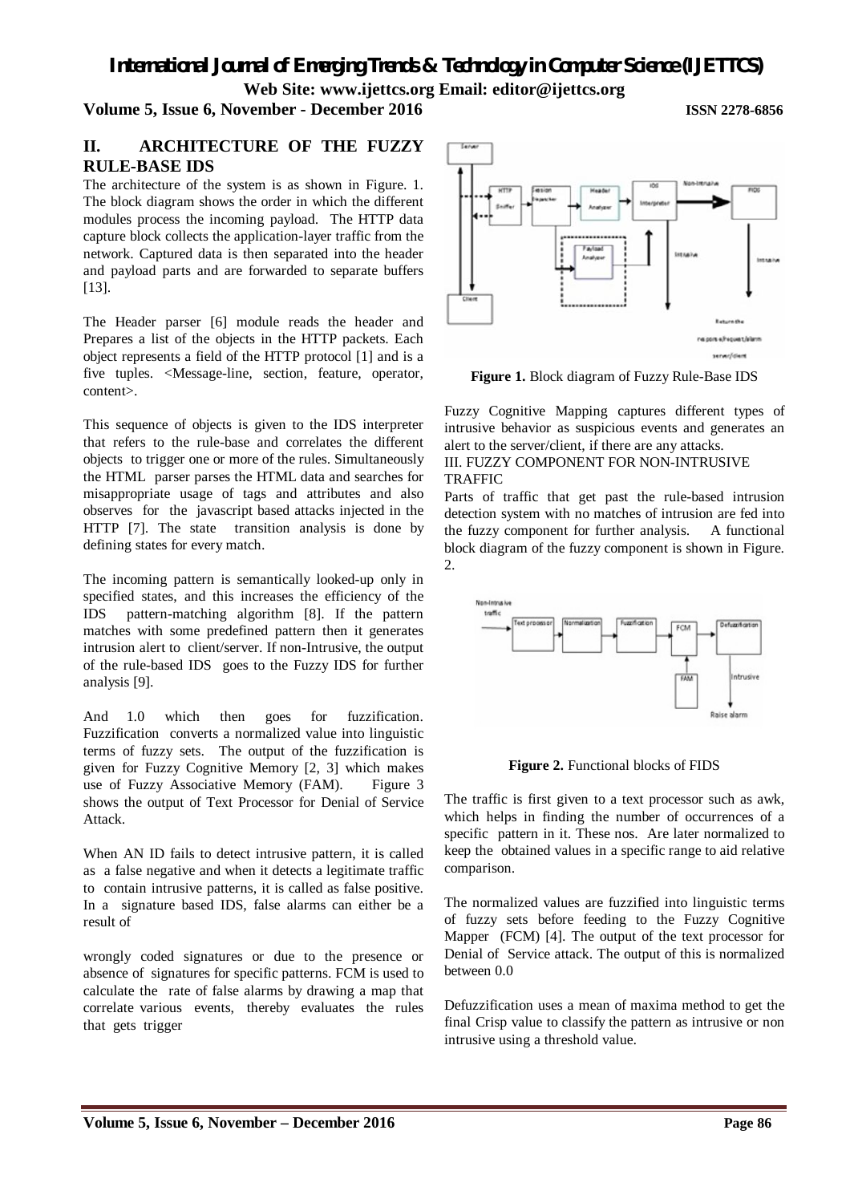## II. ARCHITECTURE OF THE FUZZY RULE-BASE IDS

The architecture of the system is as shown in Figure. 1. The block diagram shows the order in which the different modules process the incoming payload. The HTTP data capture block collects the application-layer traffic from the network. Captured data is then separated into the header and payload parts and are forwarded to separate buffers [13].

The Header parser [6] module reads the header and Prepares a list of the objects in the HTTP packets. Each object represents a field of the HTTP protocol [1] and is a five tuples. <Message-line, section, feature, operator, content>.

This sequence of objects is given to the IDS interpreter that refers to the rule-base and correlates the different objects to trigger one or more of the rules. Simultaneously the HTML parser parses the HTML data and searches for misappropriate usage of tags and attributes and also observes for the javascript based attacks injected in the HTTP [7]. The state transition analysis is done by defining states for every match.

The incoming pattern is semantically looked-up only in specified states, and this increases the efficiency of the IDS pattern-matching algorithm [8]. If the pattern matches with some predefined pattern then it generates intrusion alert to client/server. If non-Intrusive, the output of the rule-based IDS goes to the Fuzzy IDS for further analysis [9].

And 1.0 which then goes for fuzzification. Fuzzification converts a normalized value into linguistic terms of fuzzy sets. The output of the fuzzification is given for Fuzzy Cognitive Memory [2, 3] which makes use of Fuzzy Associative Memory (FAM). Figure 3 shows the output of Text Processor for Denial of Service Attack.

When AN ID fails to detect intrusive pattern, it is called as a false negative and when it detects a legitimate traffic to contain intrusive patterns, it is called as false positive. In a signature based IDS, false alarms can either be a result of

wrongly coded signatures or due to the presence or absence of signatures for specific patterns. FCM is used to calculate the rate of false alarms by drawing a map that correlate various events, thereby evaluates the rules that gets trigger

**Figure 1.** Block diagram of Fuzzy Rule-Base IDS

Fuzzy Cognitive Mapping captures different types of intrusive behavior as suspicious events and generates an alert to the server/client, if there are any attacks.

## III. FUZZY COMPONENT FOR NON-INTRUSIVE TRAFFIC

Parts of traffic that get past the rule-based intrusion detection system with no matches of intrusion are fed into the fuzzy component for further analysis. A functional block diagram of the fuzzy component is shown in Figure. 2.

**Figure 2.** Functional blocks of FIDS

The traffic is first given to a text processor such as awk, which helps in finding the number of occurrences of a specific pattern in it. These nos. Are later normalized to keep the obtained values in a specific range to aid relative comparison.

The normalized values are fuzzified into linguistic terms of fuzzy sets before feeding to the Fuzzy Cognitive Mapper (FCM) [4]. The output of the text processor for Denial of Service attack. The output of this is normalized between 0.0

Defuzzification uses a mean of maxima method to get the final Crisp value to classify the pattern as intrusive or non intrusive using a threshold value.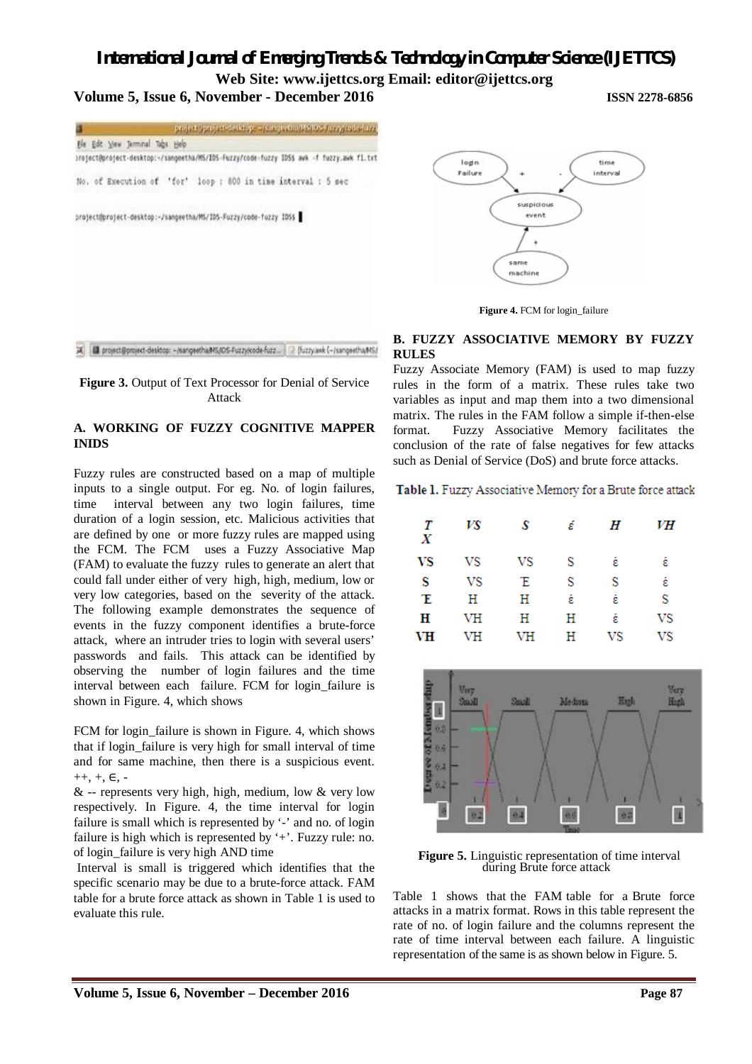Figure 3. Output of Text Processor for Denial of Service Attack

### A. WORKING OF FUZZY COGNITIVE MAPPER INIDS

Fuzzy rules are constructed based on a map of multiple inputs to a single output. For eg. No. of login failures, time interval between any two login failures, time duration of a login session, etc. Malicious activities that are defined by one or more fuzzy rules are mapped using the FCM. The FCM uses a Fuzzy Associative Map (FAM) to evaluate the fuzzy rules to generate an alert that could fall under either of very high, high, medium, low or very low categories, based on the severity of the attack. The following example demonstrates the sequence of events in the fuzzy component identifies a brute-force attack, where an intruder tries to login with several users' passwords and fails. This attack can be identified by observing the number of login failures and the time interval between each failure. FCM for login_failure is shown in Figure. 4, which shows

FCM for login_failure is shown in Figure. 4, which shows that if login_failure is very high for small interval of time and for same machine, then there is a suspicious event. ++, +, ∈, -

& -- represents very high, high, medium, low & very low respectively. In Figure. 4, the time interval for login failure is small which is represented by '-' and no. of login failure is high which is represented by '+'. Fuzzy rule: no. of login_failure is very high AND time

Interval is small is triggered which identifies that the specific scenario may be due to a brute-force attack. FAM table for a brute force attack as shown in Table 1 is used to evaluate this rule.

Figure 4. FCM for login_failure

### B. FUZZY ASSOCIATIVE MEMORY BY FUZZY RULES

Fuzzy Associate Memory (FAM) is used to map fuzzy rules in the form of a matrix. These rules take two variables as input and map them into a two dimensional matrix. The rules in the FAM follow a simple if-then-else format. Fuzzy Associative Memory facilitates the conclusion of the rate of false negatives for few attacks such as Denial of Service (DoS) and brute force attacks.

Table 1. Fuzzy Associative Memory for a Brute force attack

| T / X | VS | S | έ | H | VH |
|---|---|---|---|---|---|
| VS | VS | VS | S | έ | έ |
| S | VS | Έ | S | S | έ |
| Έ | H | H | έ | έ | S |
| H | VH | H | H | έ | VS |
| VH | VH | VH | H | VS | VS |

Figure 5. Linguistic representation of time interval during Brute force attack

Table 1 shows that the FAM table for a Brute force attacks in a matrix format. Rows in this table represent the rate of no. of login failure and the columns represent the rate of time interval between each failure. A linguistic representation of the same is as shown below in Figure. 5.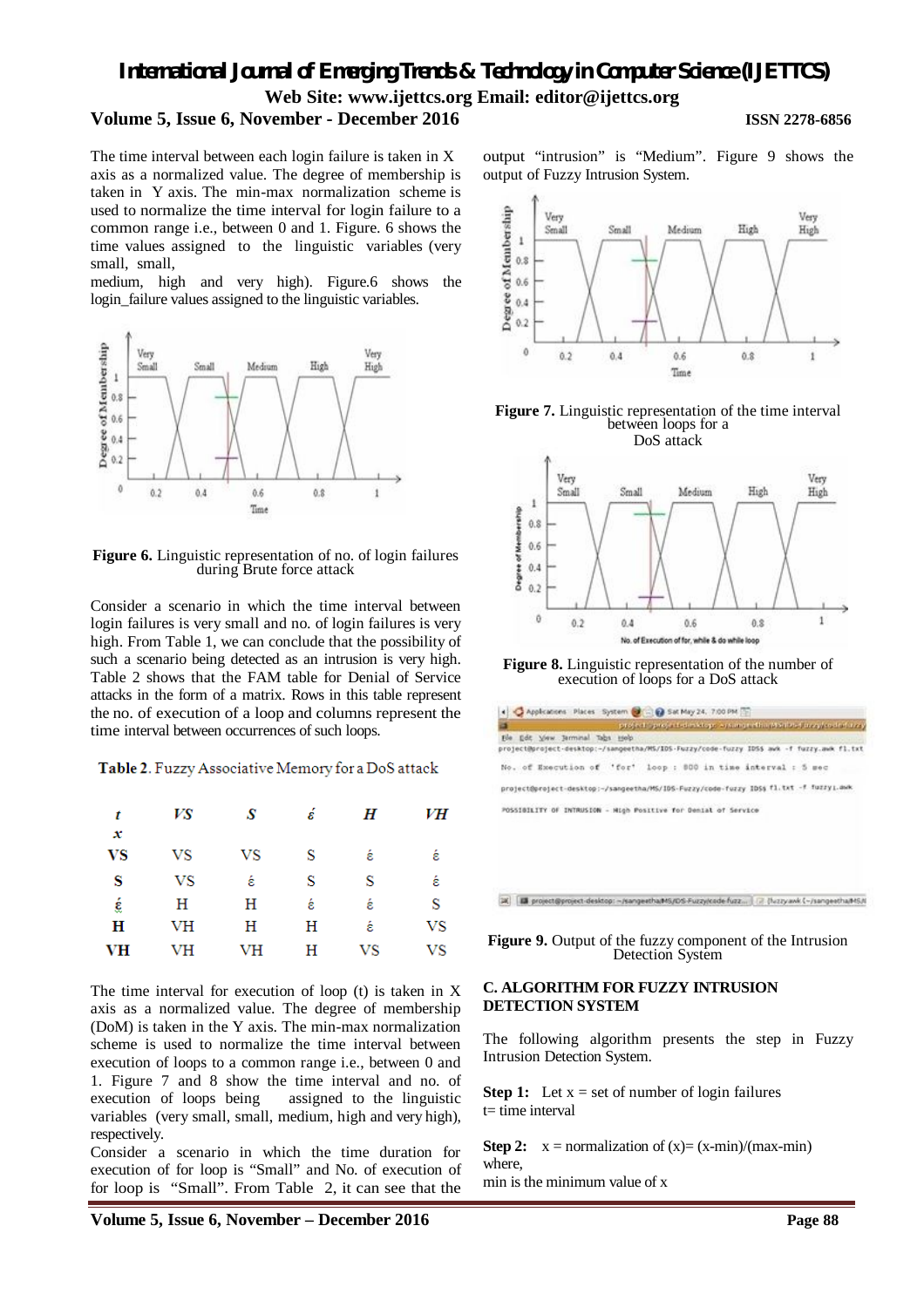The time interval between each login failure is taken in X axis as a normalized value. The degree of membership is taken in Y axis. The min-max normalization scheme is used to normalize the time interval for login failure to a common range i.e., between 0 and 1. Figure. 6 shows the time values assigned to the linguistic variables (very small, small, medium, high and very high). Figure.6 shows the login_failure values assigned to the linguistic variables.

**Figure 6.** Linguistic representation of no. of login failures during Brute force attack

Consider a scenario in which the time interval between login failures is very small and no. of login failures is very high. From Table 1, we can conclude that the possibility of such a scenario being detected as an intrusion is very high. Table 2 shows that the FAM table for Denial of Service attacks in the form of a matrix. Rows in this table represent the no. of execution of a loop and columns represent the time interval between occurrences of such loops.

**Table 2.** Fuzzy Associative Memory for a DoS attack

| *t* / *x* | *VS* | *S* | *έ* | *H* | *VH* |
|---|---|---|---|---|---|
| **VS** | VS | VS | S | έ | έ |
| **S** | VS | έ | S | S | έ |
| **έ** | H | H | έ | έ | S |
| **H** | VH | H | H | έ | VS |
| **VH** | VH | VH | H | VS | VS |

The time interval for execution of loop (t) is taken in X axis as a normalized value. The degree of membership (DoM) is taken in the Y axis. The min-max normalization scheme is used to normalize the time interval between execution of loops to a common range i.e., between 0 and 1. Figure 7 and 8 show the time interval and no. of execution of loops being assigned to the linguistic variables (very small, small, medium, high and very high), respectively.

Consider a scenario in which the time duration for execution of for loop is "Small" and No. of execution of for loop is "Small". From Table 2, it can see that the output "intrusion" is "Medium". Figure 9 shows the output of Fuzzy Intrusion System.

**Figure 7.** Linguistic representation of the time interval between loops for a DoS attack

**Figure 8.** Linguistic representation of the number of execution of loops for a DoS attack

**Figure 9.** Output of the fuzzy component of the Intrusion Detection System

### C. ALGORITHM FOR FUZZY INTRUSION DETECTION SYSTEM

The following algorithm presents the step in Fuzzy Intrusion Detection System.

**Step 1:** Let x = set of number of login failures
t= time interval

**Step 2:** x = normalization of (x)= (x-min)/(max-min)
where,
min is the minimum value of x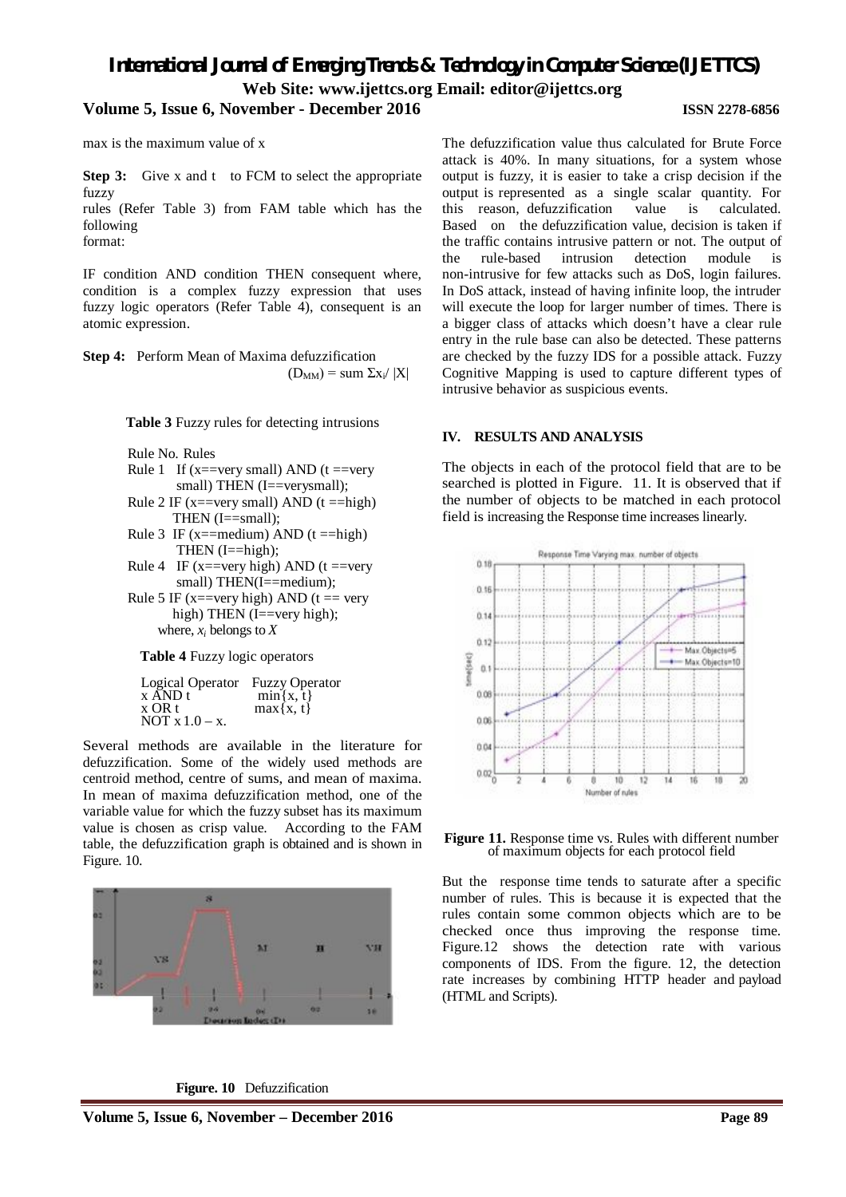max is the maximum value of x

**Step 3:** Give x and t to FCM to select the appropriate fuzzy rules (Refer Table 3) from FAM table which has the following format:

IF condition AND condition THEN consequent where, condition is a complex fuzzy expression that uses fuzzy logic operators (Refer Table 4), consequent is an atomic expression.

**Step 4:** Perform Mean of Maxima defuzzification

$$(D_{MM}) = \text{sum } \Sigma x_i / |X|$$

**Table 3** Fuzzy rules for detecting intrusions

| Rule No. | Rules |
|---|---|
| Rule 1 | If (x==very small) AND (t ==very small) THEN (I==verysmall); |
| Rule 2 | IF (x==very small) AND (t ==high) THEN (I==small); |
| Rule 3 | IF (x==medium) AND (t ==high) THEN (I==high); |
| Rule 4 | IF (x==very high) AND (t ==very small) THEN(I==medium); |
| Rule 5 | IF (x==very high) AND (t == very high) THEN (I==very high); |

where, $x_i$ belongs to $X$

**Table 4** Fuzzy logic operators

| Logical Operator | Fuzzy Operator |
|---|---|
| x AND t | min{x, t} |
| x OR t | max{x, t} |
| NOT x | 1.0 – x. |

Several methods are available in the literature for defuzzification. Some of the widely used methods are centroid method, centre of sums, and mean of maxima. In mean of maxima defuzzification method, one of the variable value for which the fuzzy subset has its maximum value is chosen as crisp value. According to the FAM table, the defuzzification graph is obtained and is shown in Figure. 10.

**Figure. 10** Defuzzification

The defuzzification value thus calculated for Brute Force attack is 40%. In many situations, for a system whose output is fuzzy, it is easier to take a crisp decision if the output is represented as a single scalar quantity. For this reason, defuzzification value is calculated. Based on the defuzzification value, decision is taken if the traffic contains intrusive pattern or not. The output of the rule-based intrusion detection module is non-intrusive for few attacks such as DoS, login failures. In DoS attack, instead of having infinite loop, the intruder will execute the loop for larger number of times. There is a bigger class of attacks which doesn't have a clear rule entry in the rule base can also be detected. These patterns are checked by the fuzzy IDS for a possible attack. Fuzzy Cognitive Mapping is used to capture different types of intrusive behavior as suspicious events.

## IV. RESULTS AND ANALYSIS

The objects in each of the protocol field that are to be searched is plotted in Figure. 11. It is observed that if the number of objects to be matched in each protocol field is increasing the Response time increases linearly.

**Figure 11.** Response time vs. Rules with different number of maximum objects for each protocol field

But the response time tends to saturate after a specific number of rules. This is because it is expected that the rules contain some common objects which are to be checked once thus improving the response time. Figure.12 shows the detection rate with various components of IDS. From the figure. 12, the detection rate increases by combining HTTP header and payload (HTML and Scripts).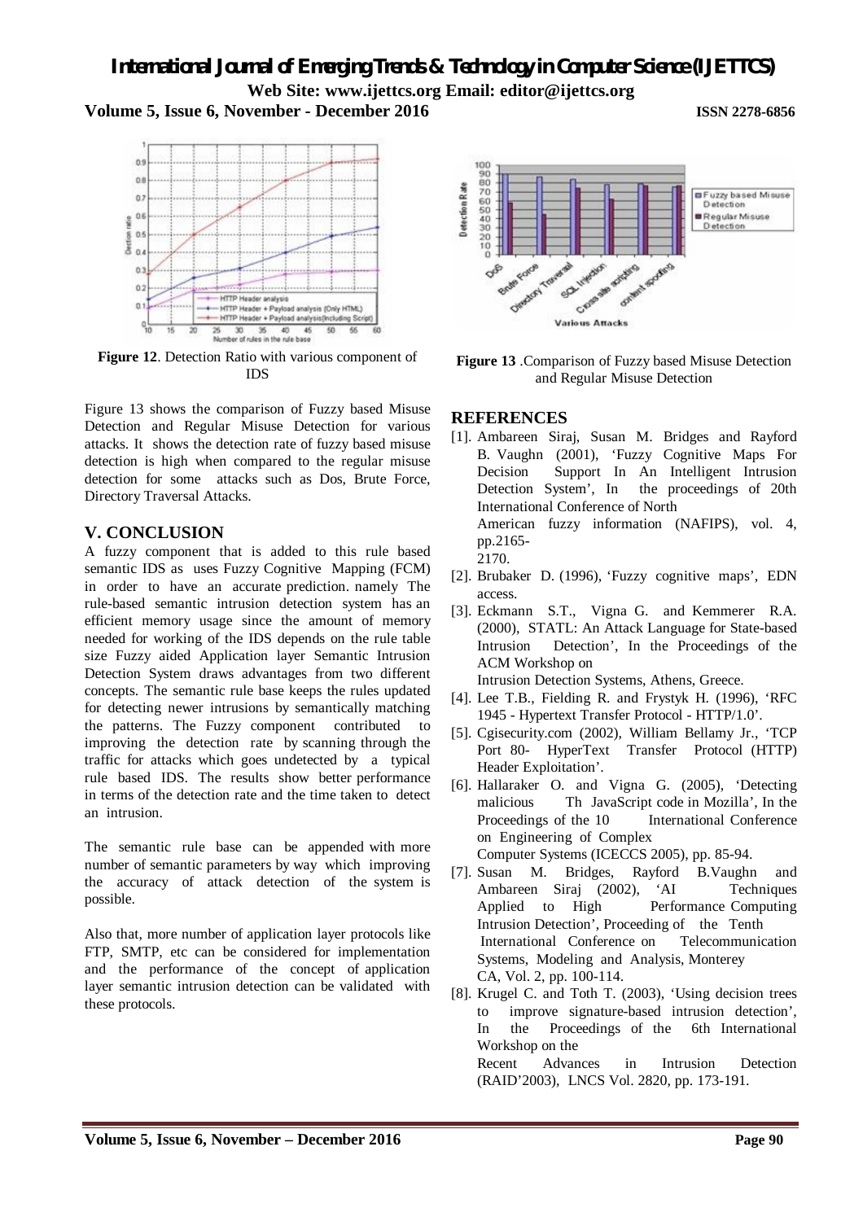**Figure 12**. Detection Ratio with various component of IDS

**Figure 13** .Comparison of Fuzzy based Misuse Detection and Regular Misuse Detection

Figure 13 shows the comparison of Fuzzy based Misuse Detection and Regular Misuse Detection for various attacks. It shows the detection rate of fuzzy based misuse detection is high when compared to the regular misuse detection for some attacks such as Dos, Brute Force, Directory Traversal Attacks.

## V. CONCLUSION

A fuzzy component that is added to this rule based semantic IDS as uses Fuzzy Cognitive Mapping (FCM) in order to have an accurate prediction. namely The rule-based semantic intrusion detection system has an efficient memory usage since the amount of memory needed for working of the IDS depends on the rule table size Fuzzy aided Application layer Semantic Intrusion Detection System draws advantages from two different concepts. The semantic rule base keeps the rules updated for detecting newer intrusions by semantically matching the patterns. The Fuzzy component contributed to improving the detection rate by scanning through the traffic for attacks which goes undetected by a typical rule based IDS. The results show better performance in terms of the detection rate and the time taken to detect an intrusion.

The semantic rule base can be appended with more number of semantic parameters by way which improving the accuracy of attack detection of the system is possible.

Also that, more number of application layer protocols like FTP, SMTP, etc can be considered for implementation and the performance of the concept of application layer semantic intrusion detection can be validated with these protocols.

## REFERENCES

[1]. Ambareen Siraj, Susan M. Bridges and Rayford B. Vaughn (2001), 'Fuzzy Cognitive Maps For Decision Support In An Intelligent Intrusion Detection System', In the proceedings of 20th International Conference of North American fuzzy information (NAFIPS), vol. 4, pp.2165-2170.

[2]. Brubaker D. (1996), 'Fuzzy cognitive maps', EDN access.

[3]. Eckmann S.T., Vigna G. and Kemmerer R.A. (2000), STATL: An Attack Language for State-based Intrusion Detection', In the Proceedings of the ACM Workshop on Intrusion Detection Systems, Athens, Greece.

[4]. Lee T.B., Fielding R. and Frystyk H. (1996), 'RFC 1945 - Hypertext Transfer Protocol - HTTP/1.0'.

[5]. Cgisecurity.com (2002), William Bellamy Jr., 'TCP Port 80- HyperText Transfer Protocol (HTTP) Header Exploitation'.

[6]. Hallaraker O. and Vigna G. (2005), 'Detecting malicious Th JavaScript code in Mozilla', In the Proceedings of the 10 International Conference on Engineering of Complex Computer Systems (ICECCS 2005), pp. 85-94.

[7]. Susan M. Bridges, Rayford B.Vaughn and Ambareen Siraj (2002), 'AI Techniques Applied to High Performance Computing Intrusion Detection', Proceeding of the Tenth International Conference on Telecommunication Systems, Modeling and Analysis, Monterey CA, Vol. 2, pp. 100-114.

[8]. Krugel C. and Toth T. (2003), 'Using decision trees to improve signature-based intrusion detection', In the Proceedings of the 6th International Workshop on the Recent Advances in Intrusion Detection (RAID'2003), LNCS Vol. 2820, pp. 173-191.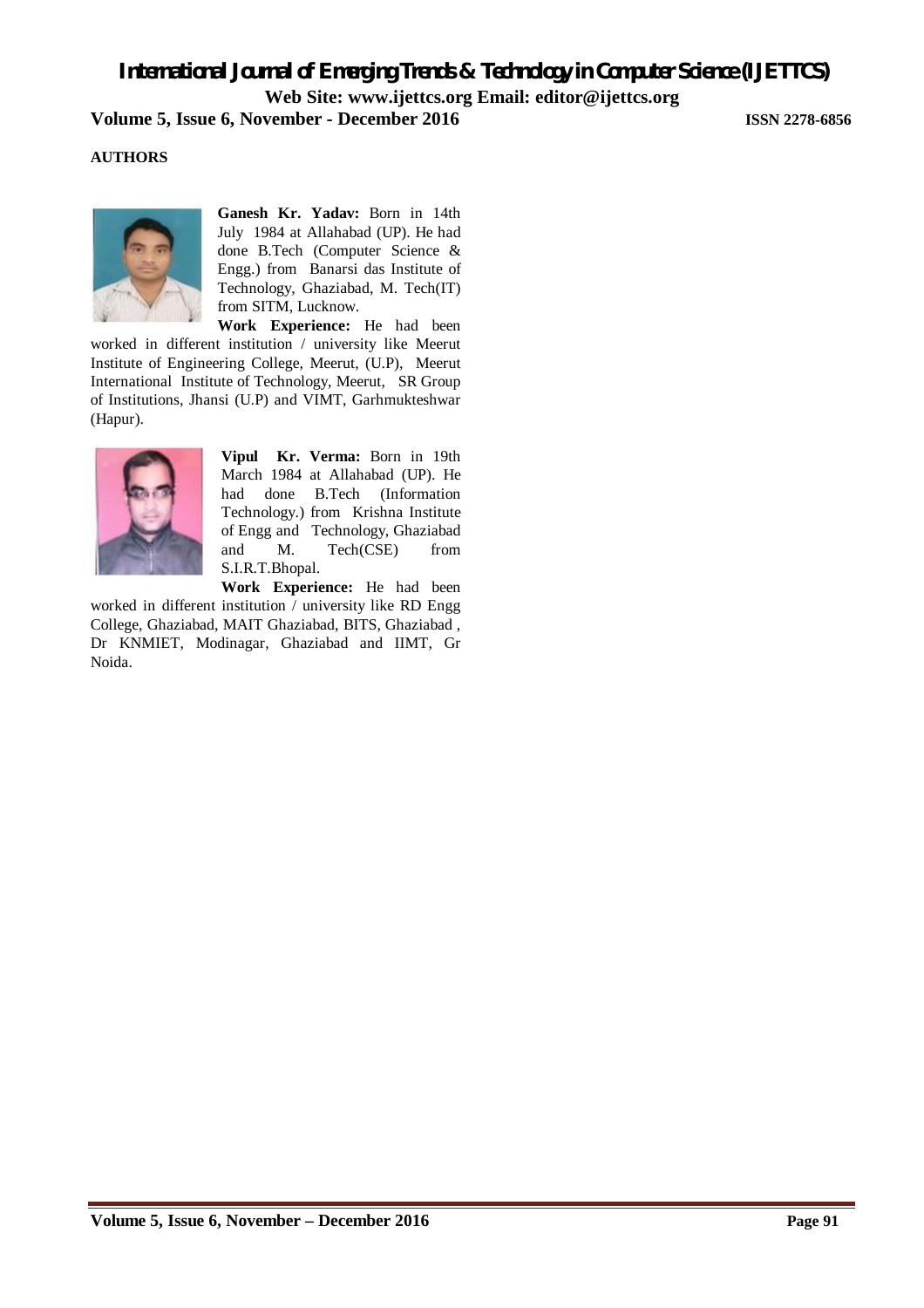**AUTHORS**

**Ganesh Kr. Yadav:** Born in 14th July 1984 at Allahabad (UP). He had done B.Tech (Computer Science & Engg.) from Banarsi das Institute of Technology, Ghaziabad, M. Tech(IT) from SITM, Lucknow.

**Work Experience:** He had been worked in different institution / university like Meerut Institute of Engineering College, Meerut, (U.P), Meerut International Institute of Technology, Meerut, SR Group of Institutions, Jhansi (U.P) and VIMT, Garhmukteshwar (Hapur).

**Vipul Kr. Verma:** Born in 19th March 1984 at Allahabad (UP). He had done B.Tech (Information Technology.) from Krishna Institute of Engg and Technology, Ghaziabad and M. Tech(CSE) from S.I.R.T.Bhopal.

**Work Experience:** He had been worked in different institution / university like RD Engg College, Ghaziabad, MAIT Ghaziabad, BITS, Ghaziabad , Dr KNMIET, Modinagar, Ghaziabad and IIMT, Gr Noida.